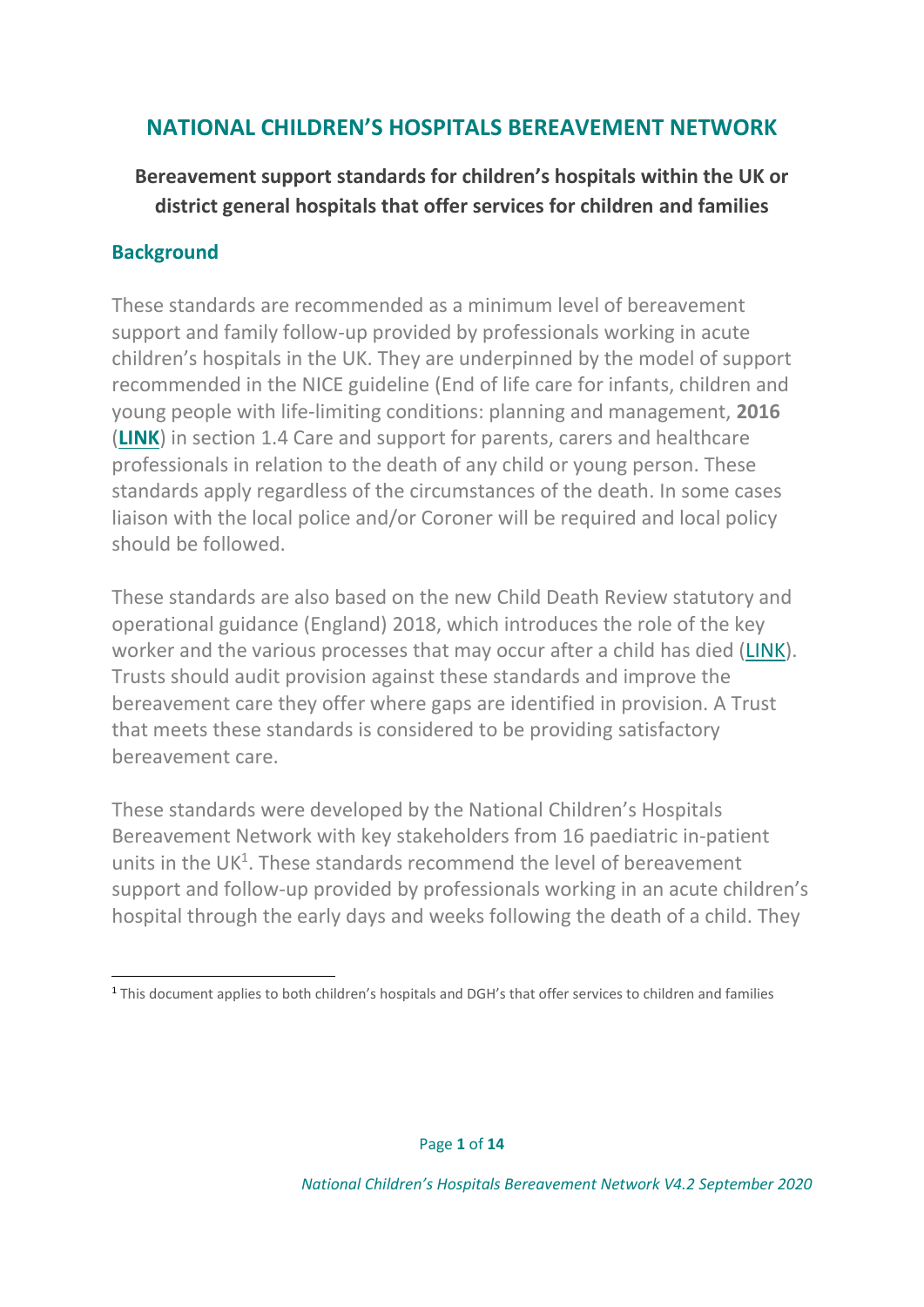# NATIONAL CHILDREN'S HOSPITALS BEREAVEMENT NETWORK

## Bereavement support standards for children's hospitals within the UK or district general hospitals that offer services for children and families

### Background

These standards are recommended as a minimum level of bereavement support and family follow-up provided by professionals working in acute children's hospitals in the UK. They are underpinned by the model of support recommended in the NICE guideline (End of life care for infants, children and young people with life-limiting conditions: planning and management, **2016** (**LINK**) in section 1.4 Care and support for parents, carers and healthcare professionals in relation to the death of any child or young person. These standards apply regardless of the circumstances of the death. In some cases liaison with the local police and/or Coroner will be required and local policy should be followed.

These standards are also based on the new Child Death Review statutory and operational guidance (England) 2018, which introduces the role of the key worker and the various processes that may occur after a child has died (LINK). Trusts should audit provision against these standards and improve the bereavement care they offer where gaps are identified in provision. A Trust that meets these standards is considered to be providing satisfactory bereavement care.

These standards were developed by the National Children's Hospitals Bereavement Network with key stakeholders from 16 paediatric in-patient units in the UK[1]. These standards recommend the level of bereavement support and follow-up provided by professionals working in an acute children's hospital through the early days and weeks following the death of a child. They

[1] This document applies to both children's hospitals and DGH's that offer services to children and families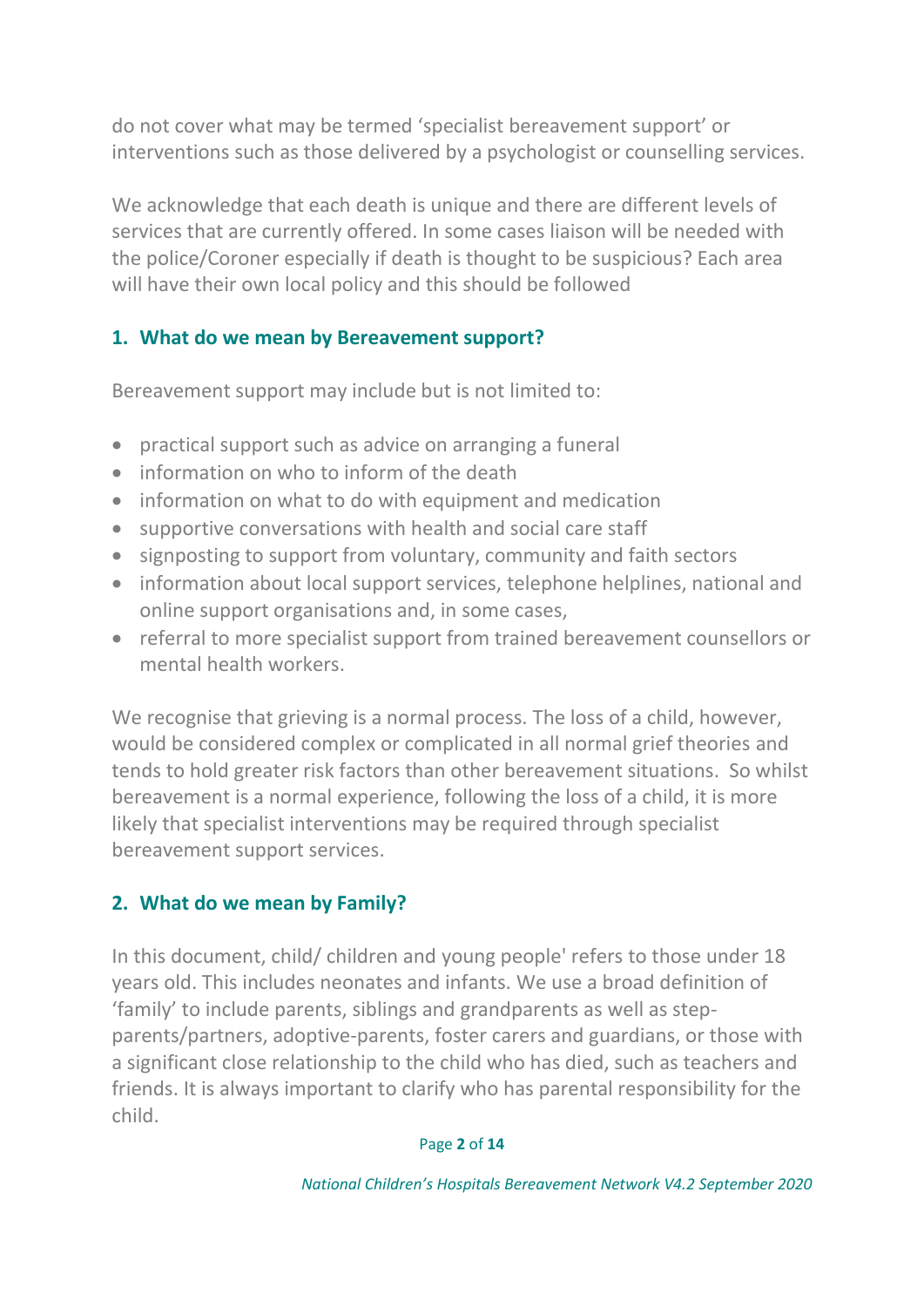do not cover what may be termed 'specialist bereavement support' or interventions such as those delivered by a psychologist or counselling services.

We acknowledge that each death is unique and there are different levels of services that are currently offered. In some cases liaison will be needed with the police/Coroner especially if death is thought to be suspicious? Each area will have their own local policy and this should be followed

## 1. What do we mean by Bereavement support?

Bereavement support may include but is not limited to:

- practical support such as advice on arranging a funeral
- information on who to inform of the death
- information on what to do with equipment and medication
- supportive conversations with health and social care staff
- signposting to support from voluntary, community and faith sectors
- information about local support services, telephone helplines, national and online support organisations and, in some cases,
- referral to more specialist support from trained bereavement counsellors or mental health workers.

We recognise that grieving is a normal process. The loss of a child, however, would be considered complex or complicated in all normal grief theories and tends to hold greater risk factors than other bereavement situations. So whilst bereavement is a normal experience, following the loss of a child, it is more likely that specialist interventions may be required through specialist bereavement support services.

## 2. What do we mean by Family?

In this document, child/ children and young people' refers to those under 18 years old. This includes neonates and infants. We use a broad definition of 'family' to include parents, siblings and grandparents as well as step-parents/partners, adoptive-parents, foster carers and guardians, or those with a significant close relationship to the child who has died, such as teachers and friends. It is always important to clarify who has parental responsibility for the child.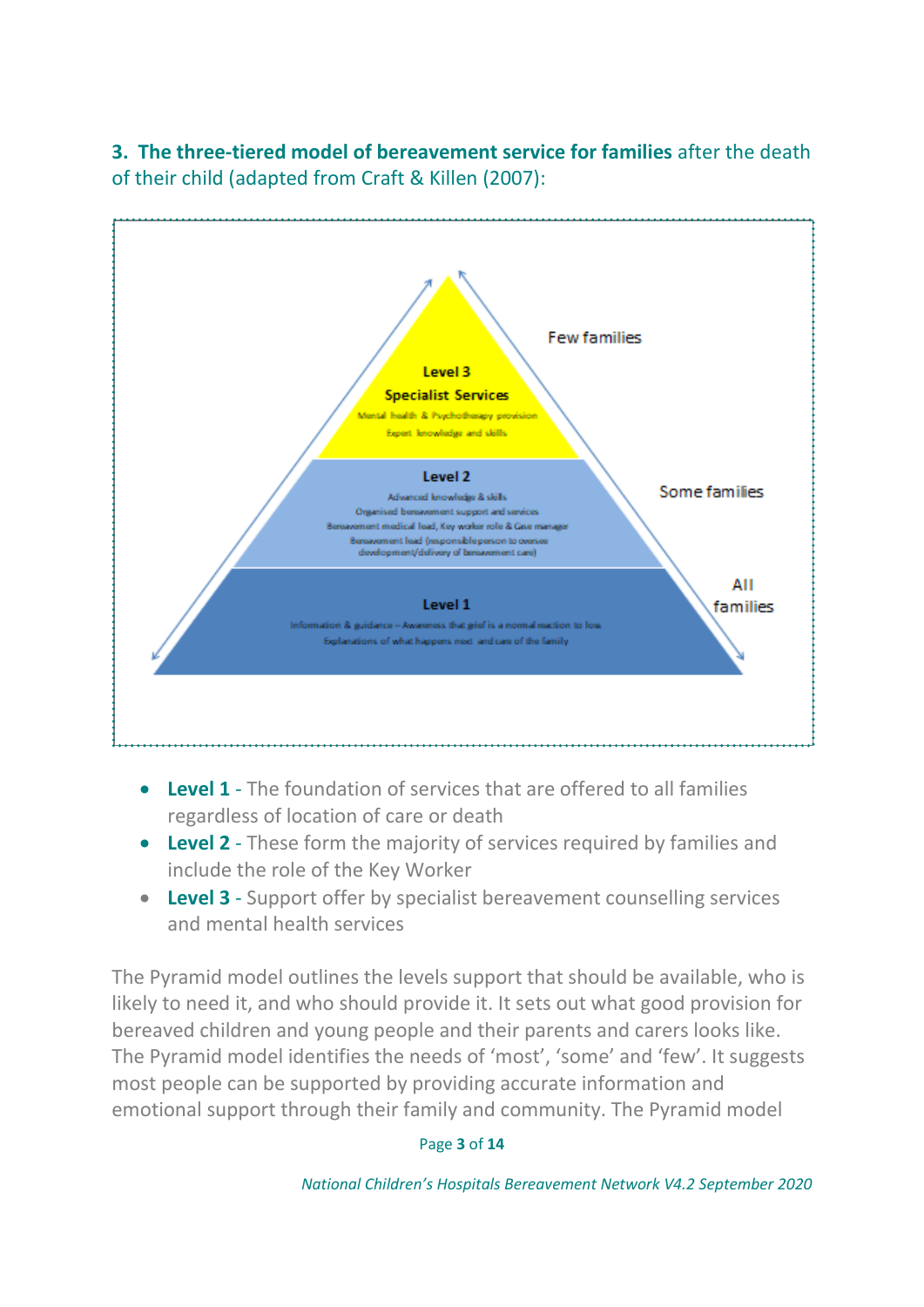### 3. The three-tiered model of bereavement service for families after the death of their child (adapted from Craft & Killen (2007):

Few families

**Level 3**
**Specialist Services**
Mental health & Psychotherapy provision
Expert knowledge and skills

Some families

**Level 2**
Advanced knowledge & skills
Organised bereavement support and services
Bereavement medical lead, Key worker role & Case manager
Bereavement lead (responsible person to oversee development/delivery of bereavement care)

All families

**Level 1**
Information & guidance – Awareness that grief is a normal reaction to loss
Explanations of what happens next and care of the family

- **Level 1** - The foundation of services that are offered to all families regardless of location of care or death
- **Level 2** - These form the majority of services required by families and include the role of the Key Worker
- **Level 3** - Support offer by specialist bereavement counselling services and mental health services

The Pyramid model outlines the levels support that should be available, who is likely to need it, and who should provide it. It sets out what good provision for bereaved children and young people and their parents and carers looks like. The Pyramid model identifies the needs of 'most', 'some' and 'few'. It suggests most people can be supported by providing accurate information and emotional support through their family and community. The Pyramid model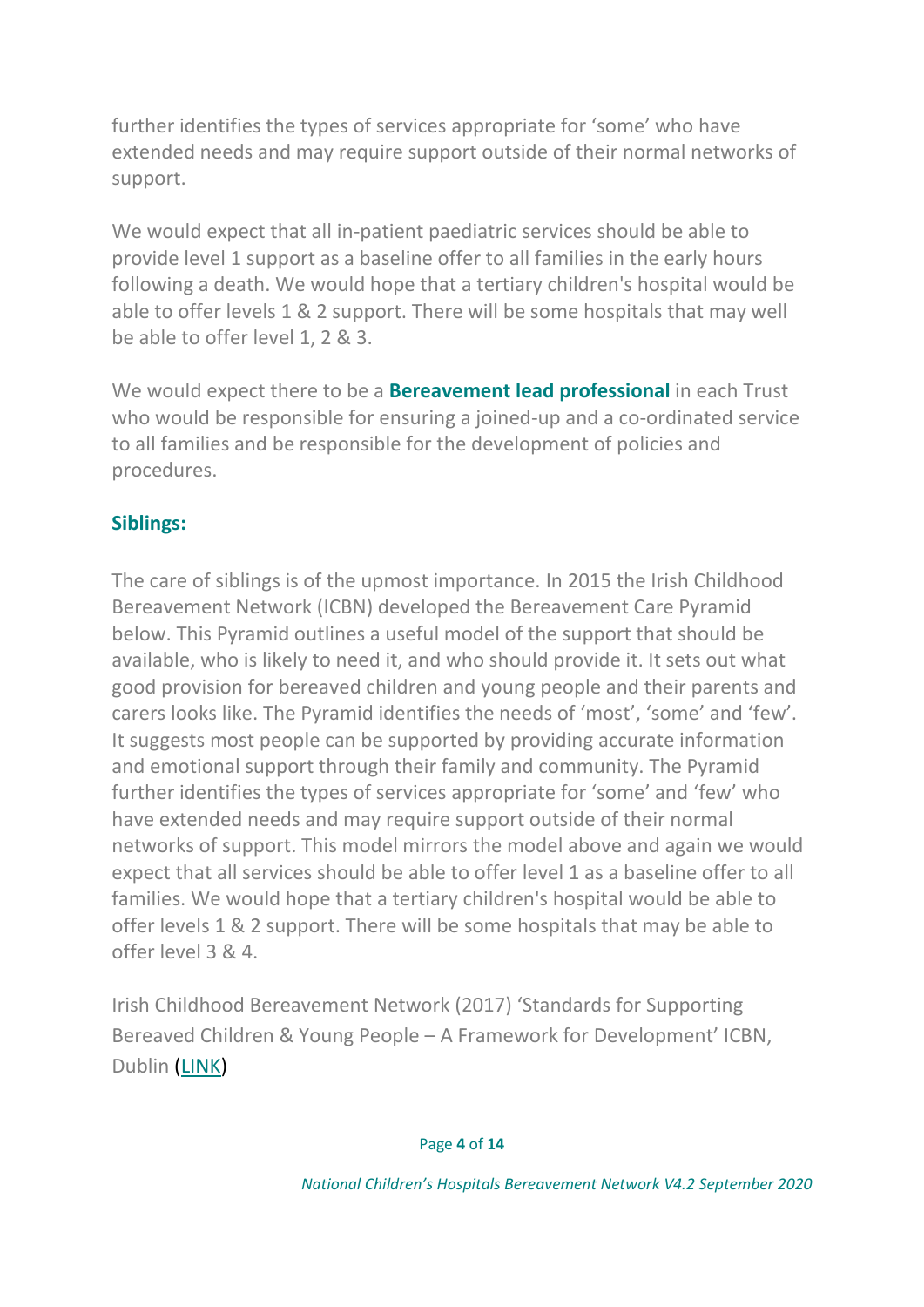further identifies the types of services appropriate for 'some' who have extended needs and may require support outside of their normal networks of support.

We would expect that all in-patient paediatric services should be able to provide level 1 support as a baseline offer to all families in the early hours following a death. We would hope that a tertiary children's hospital would be able to offer levels 1 & 2 support. There will be some hospitals that may well be able to offer level 1, 2 & 3.

We would expect there to be a **Bereavement lead professional** in each Trust who would be responsible for ensuring a joined-up and a co-ordinated service to all families and be responsible for the development of policies and procedures.

## Siblings:

The care of siblings is of the upmost importance. In 2015 the Irish Childhood Bereavement Network (ICBN) developed the Bereavement Care Pyramid below. This Pyramid outlines a useful model of the support that should be available, who is likely to need it, and who should provide it. It sets out what good provision for bereaved children and young people and their parents and carers looks like. The Pyramid identifies the needs of 'most', 'some' and 'few'. It suggests most people can be supported by providing accurate information and emotional support through their family and community. The Pyramid further identifies the types of services appropriate for 'some' and 'few' who have extended needs and may require support outside of their normal networks of support. This model mirrors the model above and again we would expect that all services should be able to offer level 1 as a baseline offer to all families. We would hope that a tertiary children's hospital would be able to offer levels 1 & 2 support. There will be some hospitals that may be able to offer level 3 & 4.

Irish Childhood Bereavement Network (2017) 'Standards for Supporting Bereaved Children & Young People – A Framework for Development' ICBN, Dublin (LINK)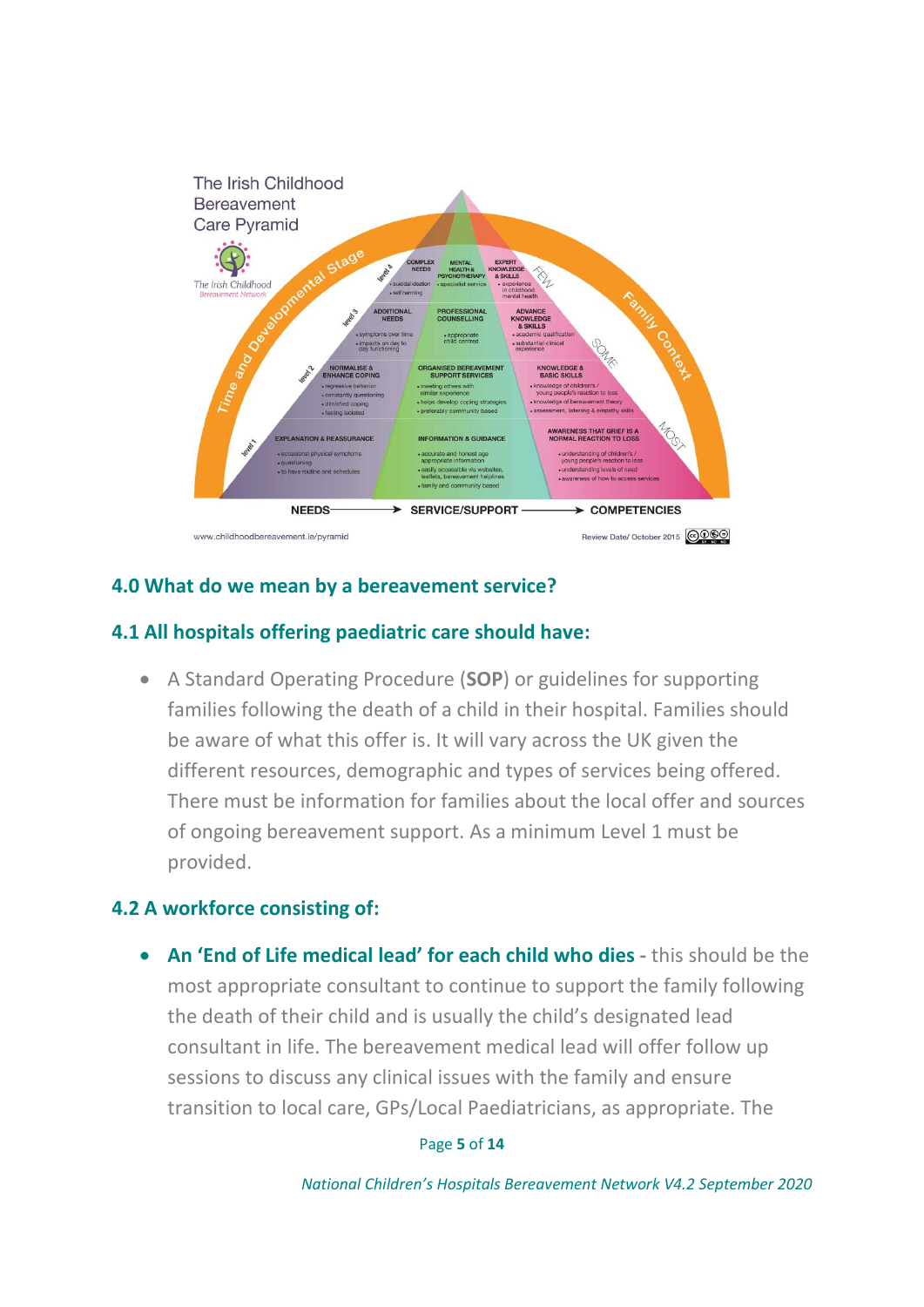The Irish Childhood Bereavement Care Pyramid

| Level | NEEDS | SERVICE/SUPPORT | COMPETENCIES |
| --- | --- | --- | --- |
| level 4 | COMPLEX NEEDS • suicidal ideation • self harming | MENTAL HEALTH & PSYCHOTHERAPY • specialist service | EXPERT KNOWLEDGE & SKILLS • experience in childhood mental health |
| level 3 | ADDITIONAL NEEDS • symptoms over time • impacts on day to day functioning | PROFESSIONAL COUNSELLING • appropriate child centred | ADVANCE KNOWLEDGE & SKILLS • academic qualification • substantial clinical experience |
| level 2 | NORMALISE & ENHANCE COPING • regressive behavior • constantly questioning • diminished coping • feeling isolated | ORGANISED BEREAVEMENT SUPPORT SERVICES • meeting others with similar experience • helps develop coping strategies • preferably community based | KNOWLEDGE & BASIC SKILLS • knowledge of children's / young people's reaction to loss • knowledge of bereavement theory • assessment, listening & empathy skills |
| level 1 | EXPLANATION & REASSURANCE • occasional physical symptoms • questioning • to have routine and schedules | INFORMATION & GUIDANCE • accurate and honest age appropriate information • easily accessible via websites, leaflets, bereavement helplines • family and community based | AWARENESS THAT GRIEF IS A NORMAL REACTION TO LOSS • understanding of children's / young people's reaction to loss • understanding levels of need • awareness of how to access services |

Time and Developmental Stage — Family Context — FEW / SOME / MOST

NEEDS → SERVICE/SUPPORT → COMPETENCIES

www.childhoodbereavement.ie/pyramid — Review Date/ October 2015

## 4.0 What do we mean by a bereavement service?

### 4.1 All hospitals offering paediatric care should have:

- A Standard Operating Procedure (**SOP**) or guidelines for supporting families following the death of a child in their hospital. Families should be aware of what this offer is. It will vary across the UK given the different resources, demographic and types of services being offered. There must be information for families about the local offer and sources of ongoing bereavement support. As a minimum Level 1 must be provided.

### 4.2 A workforce consisting of:

- **An 'End of Life medical lead' for each child who dies -** this should be the most appropriate consultant to continue to support the family following the death of their child and is usually the child's designated lead consultant in life. The bereavement medical lead will offer follow up sessions to discuss any clinical issues with the family and ensure transition to local care, GPs/Local Paediatricians, as appropriate. The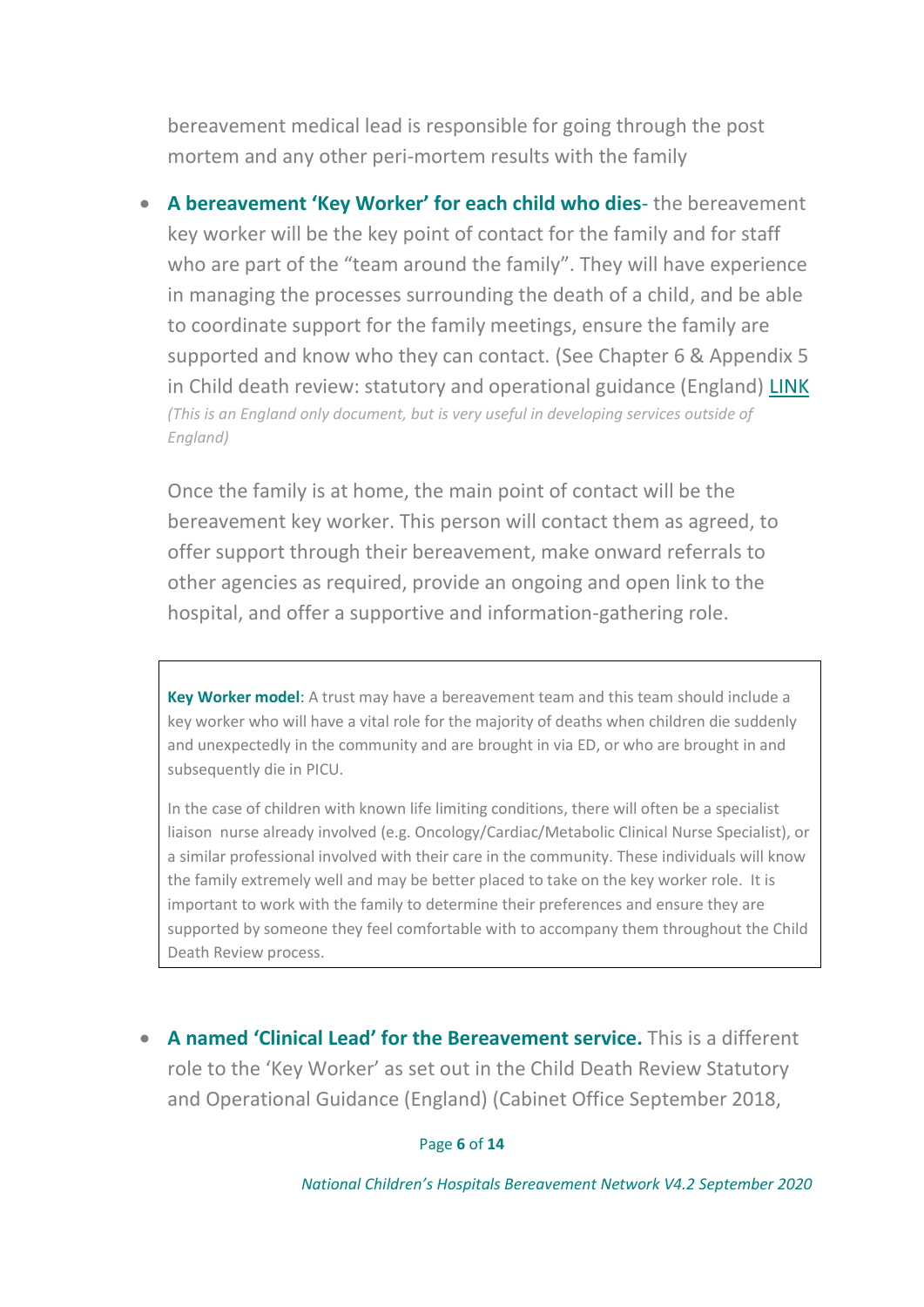bereavement medical lead is responsible for going through the post mortem and any other peri-mortem results with the family

- **A bereavement 'Key Worker' for each child who dies**- the bereavement key worker will be the key point of contact for the family and for staff who are part of the "team around the family". They will have experience in managing the processes surrounding the death of a child, and be able to coordinate support for the family meetings, ensure the family are supported and know who they can contact. (See Chapter 6 & Appendix 5 in Child death review: statutory and operational guidance (England) [LINK](#)
  *(This is an England only document, but is very useful in developing services outside of England)*

  Once the family is at home, the main point of contact will be the bereavement key worker. This person will contact them as agreed, to offer support through their bereavement, make onward referrals to other agencies as required, provide an ongoing and open link to the hospital, and offer a supportive and information-gathering role.

> **Key Worker model**: A trust may have a bereavement team and this team should include a key worker who will have a vital role for the majority of deaths when children die suddenly and unexpectedly in the community and are brought in via ED, or who are brought in and subsequently die in PICU.
>
> In the case of children with known life limiting conditions, there will often be a specialist liaison nurse already involved (e.g. Oncology/Cardiac/Metabolic Clinical Nurse Specialist), or a similar professional involved with their care in the community. These individuals will know the family extremely well and may be better placed to take on the key worker role. It is important to work with the family to determine their preferences and ensure they are supported by someone they feel comfortable with to accompany them throughout the Child Death Review process.

- **A named 'Clinical Lead' for the Bereavement service.** This is a different role to the 'Key Worker' as set out in the Child Death Review Statutory and Operational Guidance (England) (Cabinet Office September 2018,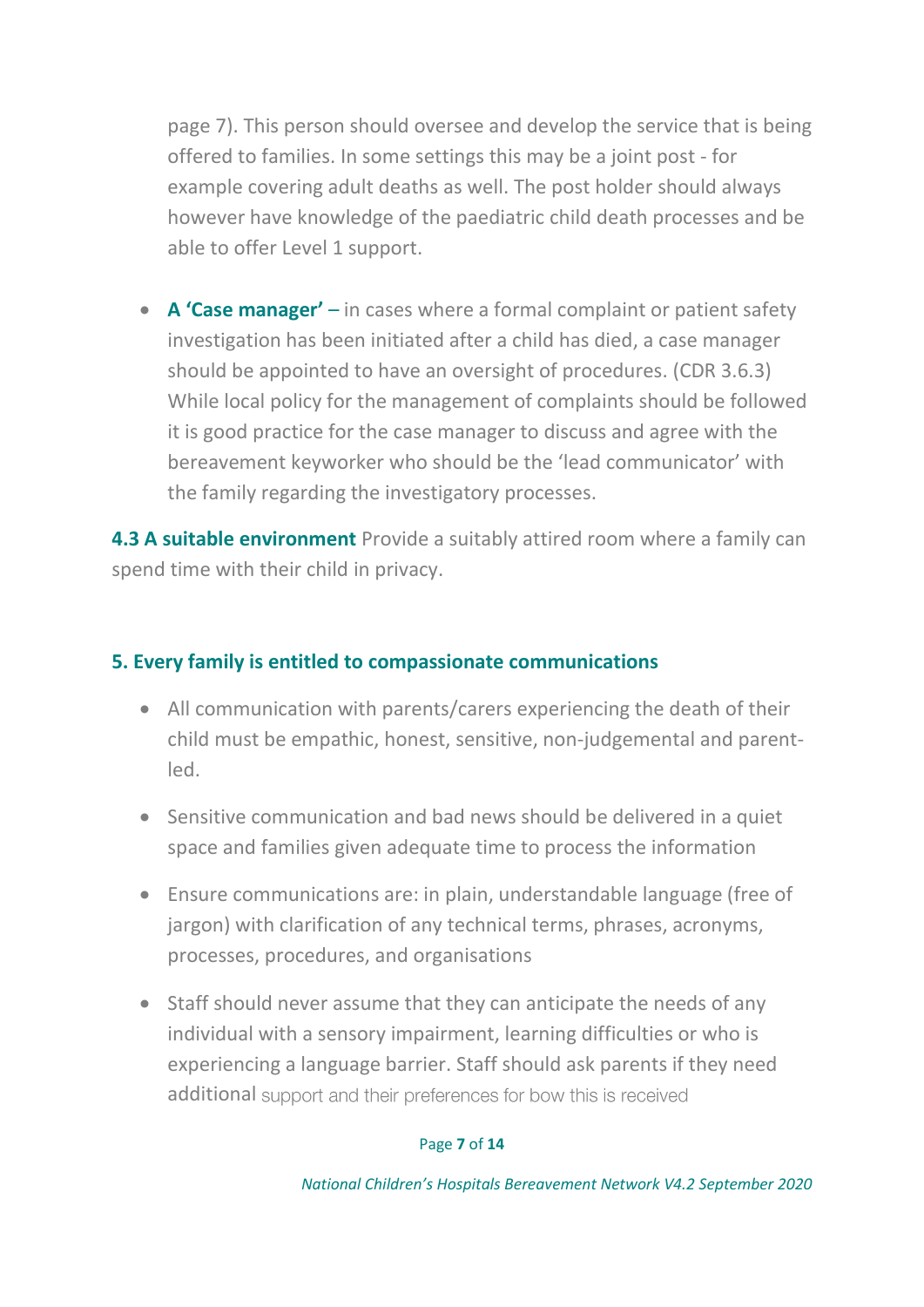page 7). This person should oversee and develop the service that is being offered to families. In some settings this may be a joint post - for example covering adult deaths as well. The post holder should always however have knowledge of the paediatric child death processes and be able to offer Level 1 support.

- **A 'Case manager' –** in cases where a formal complaint or patient safety investigation has been initiated after a child has died, a case manager should be appointed to have an oversight of procedures. (CDR 3.6.3) While local policy for the management of complaints should be followed it is good practice for the case manager to discuss and agree with the bereavement keyworker who should be the 'lead communicator' with the family regarding the investigatory processes.

**4.3 A suitable environment** Provide a suitably attired room where a family can spend time with their child in privacy.

## 5. Every family is entitled to compassionate communications

- All communication with parents/carers experiencing the death of their child must be empathic, honest, sensitive, non-judgemental and parent-led.
- Sensitive communication and bad news should be delivered in a quiet space and families given adequate time to process the information
- Ensure communications are: in plain, understandable language (free of jargon) with clarification of any technical terms, phrases, acronyms, processes, procedures, and organisations
- Staff should never assume that they can anticipate the needs of any individual with a sensory impairment, learning difficulties or who is experiencing a language barrier. Staff should ask parents if they need additional support and their preferences for bow this is received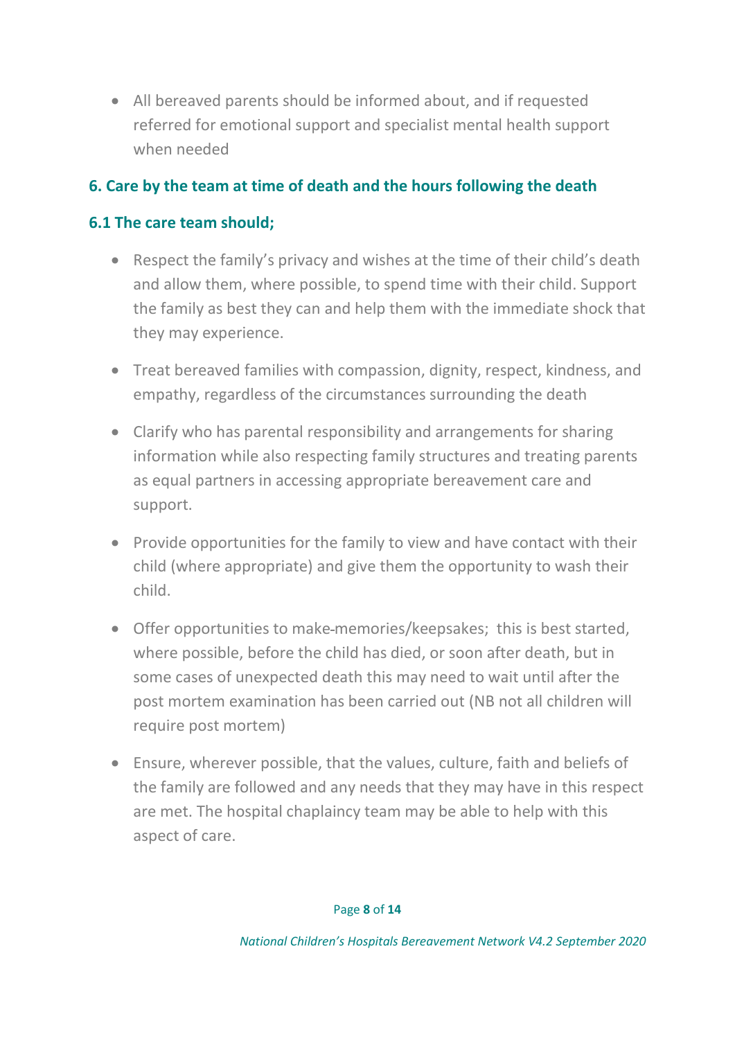- All bereaved parents should be informed about, and if requested referred for emotional support and specialist mental health support when needed

## 6. Care by the team at time of death and the hours following the death

### 6.1 The care team should;

- Respect the family's privacy and wishes at the time of their child's death and allow them, where possible, to spend time with their child. Support the family as best they can and help them with the immediate shock that they may experience.
- Treat bereaved families with compassion, dignity, respect, kindness, and empathy, regardless of the circumstances surrounding the death
- Clarify who has parental responsibility and arrangements for sharing information while also respecting family structures and treating parents as equal partners in accessing appropriate bereavement care and support.
- Provide opportunities for the family to view and have contact with their child (where appropriate) and give them the opportunity to wash their child.
- Offer opportunities to make-memories/keepsakes; this is best started, where possible, before the child has died, or soon after death, but in some cases of unexpected death this may need to wait until after the post mortem examination has been carried out (NB not all children will require post mortem)
- Ensure, wherever possible, that the values, culture, faith and beliefs of the family are followed and any needs that they may have in this respect are met. The hospital chaplaincy team may be able to help with this aspect of care.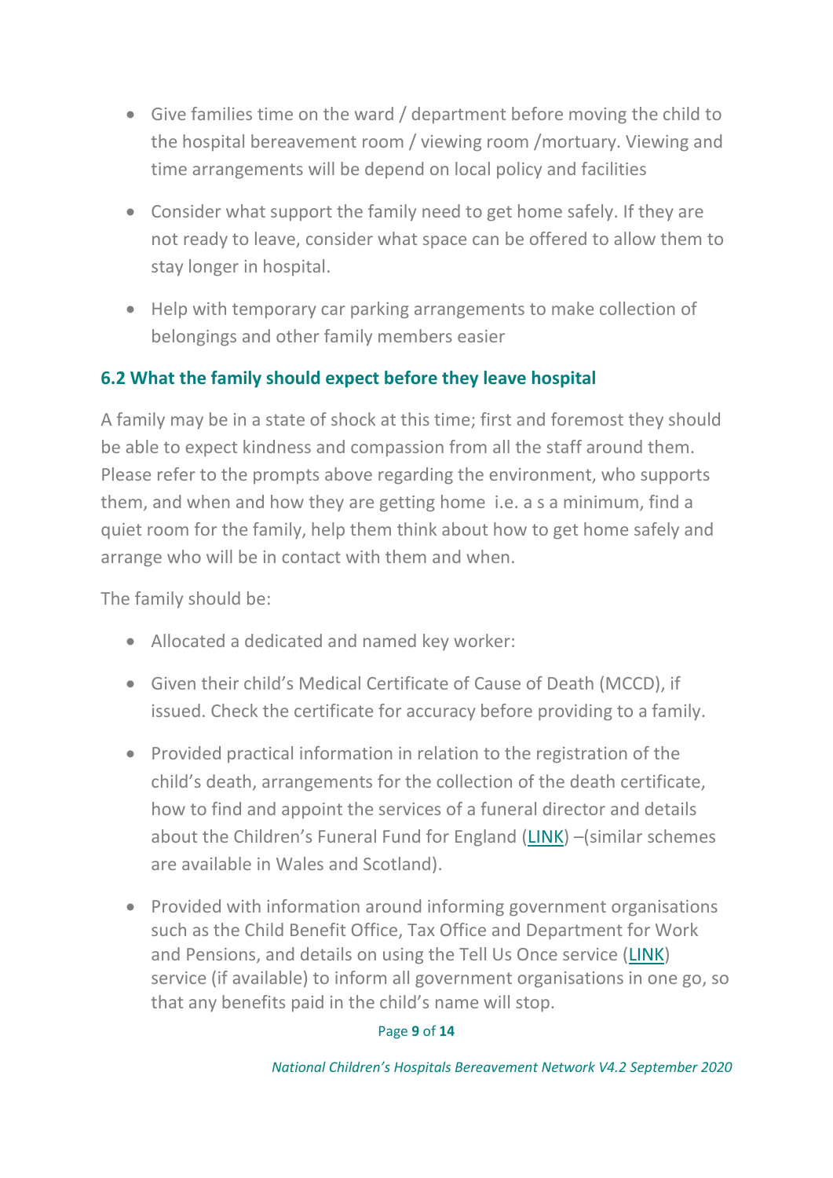- Give families time on the ward / department before moving the child to the hospital bereavement room / viewing room /mortuary. Viewing and time arrangements will be depend on local policy and facilities
- Consider what support the family need to get home safely. If they are not ready to leave, consider what space can be offered to allow them to stay longer in hospital.
- Help with temporary car parking arrangements to make collection of belongings and other family members easier

### 6.2 What the family should expect before they leave hospital

A family may be in a state of shock at this time; first and foremost they should be able to expect kindness and compassion from all the staff around them. Please refer to the prompts above regarding the environment, who supports them, and when and how they are getting home i.e. a s a minimum, find a quiet room for the family, help them think about how to get home safely and arrange who will be in contact with them and when.

The family should be:

- Allocated a dedicated and named key worker:
- Given their child's Medical Certificate of Cause of Death (MCCD), if issued. Check the certificate for accuracy before providing to a family.
- Provided practical information in relation to the registration of the child's death, arrangements for the collection of the death certificate, how to find and appoint the services of a funeral director and details about the Children's Funeral Fund for England (LINK) –(similar schemes are available in Wales and Scotland).
- Provided with information around informing government organisations such as the Child Benefit Office, Tax Office and Department for Work and Pensions, and details on using the Tell Us Once service (LINK) service (if available) to inform all government organisations in one go, so that any benefits paid in the child's name will stop.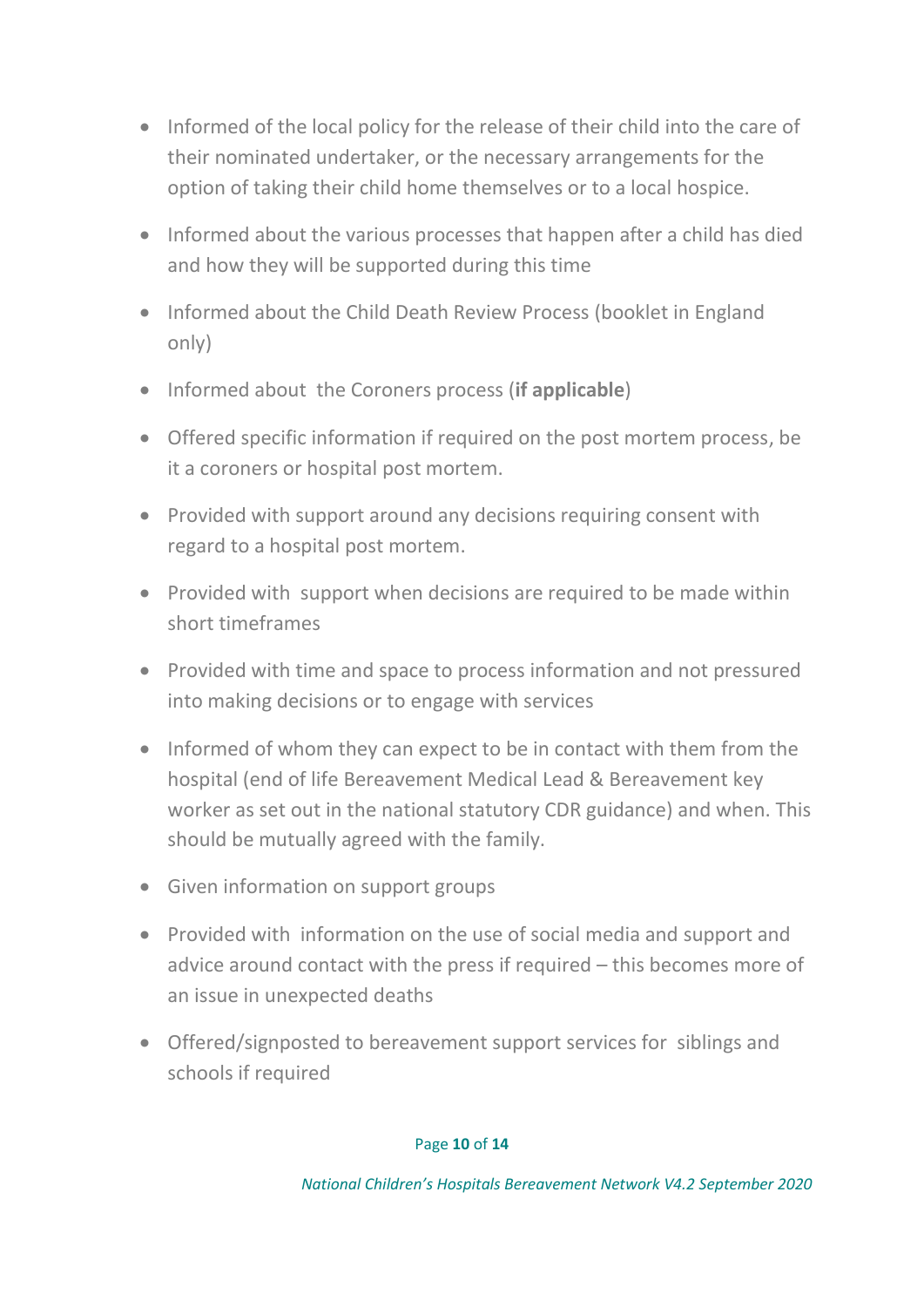- Informed of the local policy for the release of their child into the care of their nominated undertaker, or the necessary arrangements for the option of taking their child home themselves or to a local hospice.
- Informed about the various processes that happen after a child has died and how they will be supported during this time
- Informed about the Child Death Review Process (booklet in England only)
- Informed about the Coroners process (**if applicable**)
- Offered specific information if required on the post mortem process, be it a coroners or hospital post mortem.
- Provided with support around any decisions requiring consent with regard to a hospital post mortem.
- Provided with support when decisions are required to be made within short timeframes
- Provided with time and space to process information and not pressured into making decisions or to engage with services
- Informed of whom they can expect to be in contact with them from the hospital (end of life Bereavement Medical Lead & Bereavement key worker as set out in the national statutory CDR guidance) and when. This should be mutually agreed with the family.
- Given information on support groups
- Provided with information on the use of social media and support and advice around contact with the press if required – this becomes more of an issue in unexpected deaths
- Offered/signposted to bereavement support services for siblings and schools if required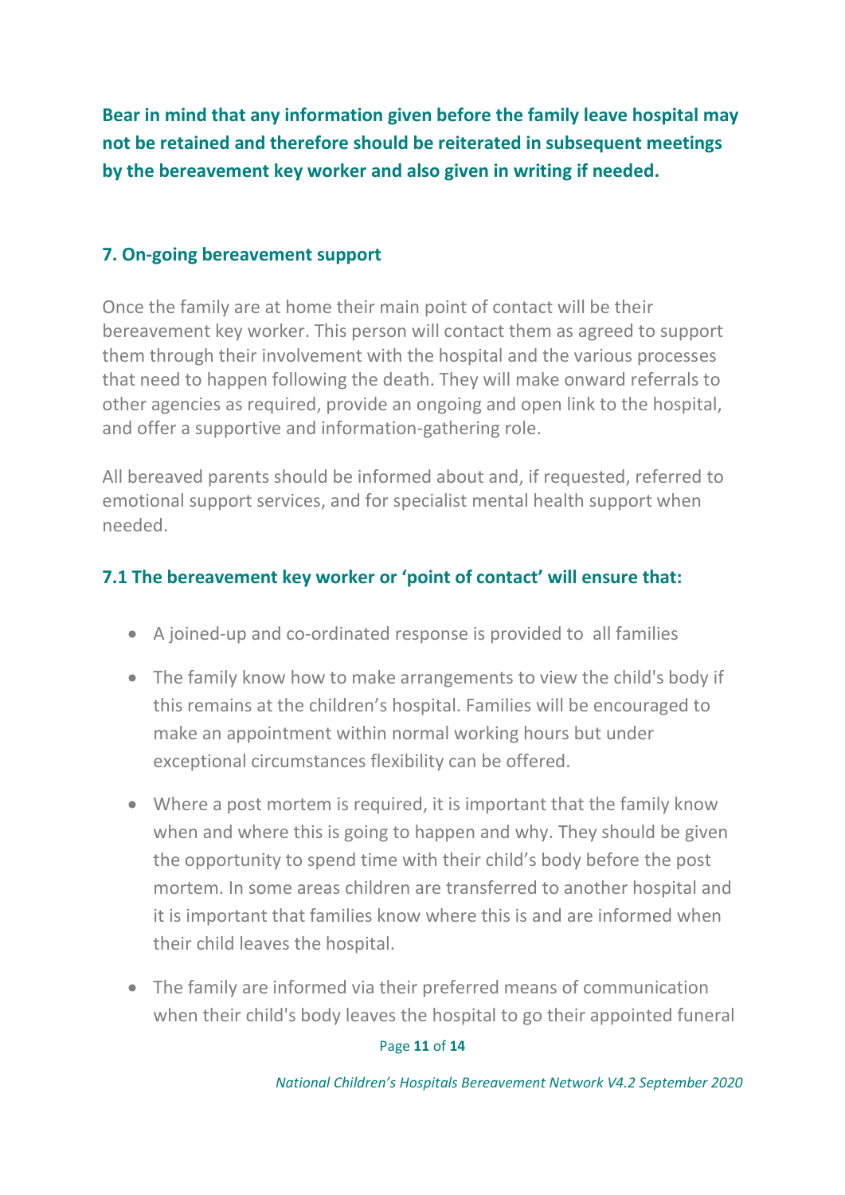**Bear in mind that any information given before the family leave hospital may not be retained and therefore should be reiterated in subsequent meetings by the bereavement key worker and also given in writing if needed.**

## 7. On-going bereavement support

Once the family are at home their main point of contact will be their bereavement key worker. This person will contact them as agreed to support them through their involvement with the hospital and the various processes that need to happen following the death. They will make onward referrals to other agencies as required, provide an ongoing and open link to the hospital, and offer a supportive and information-gathering role.

All bereaved parents should be informed about and, if requested, referred to emotional support services, and for specialist mental health support when needed.

### 7.1 The bereavement key worker or 'point of contact' will ensure that:

- A joined-up and co-ordinated response is provided to all families
- The family know how to make arrangements to view the child's body if this remains at the children's hospital. Families will be encouraged to make an appointment within normal working hours but under exceptional circumstances flexibility can be offered.
- Where a post mortem is required, it is important that the family know when and where this is going to happen and why. They should be given the opportunity to spend time with their child's body before the post mortem. In some areas children are transferred to another hospital and it is important that families know where this is and are informed when their child leaves the hospital.
- The family are informed via their preferred means of communication when their child's body leaves the hospital to go their appointed funeral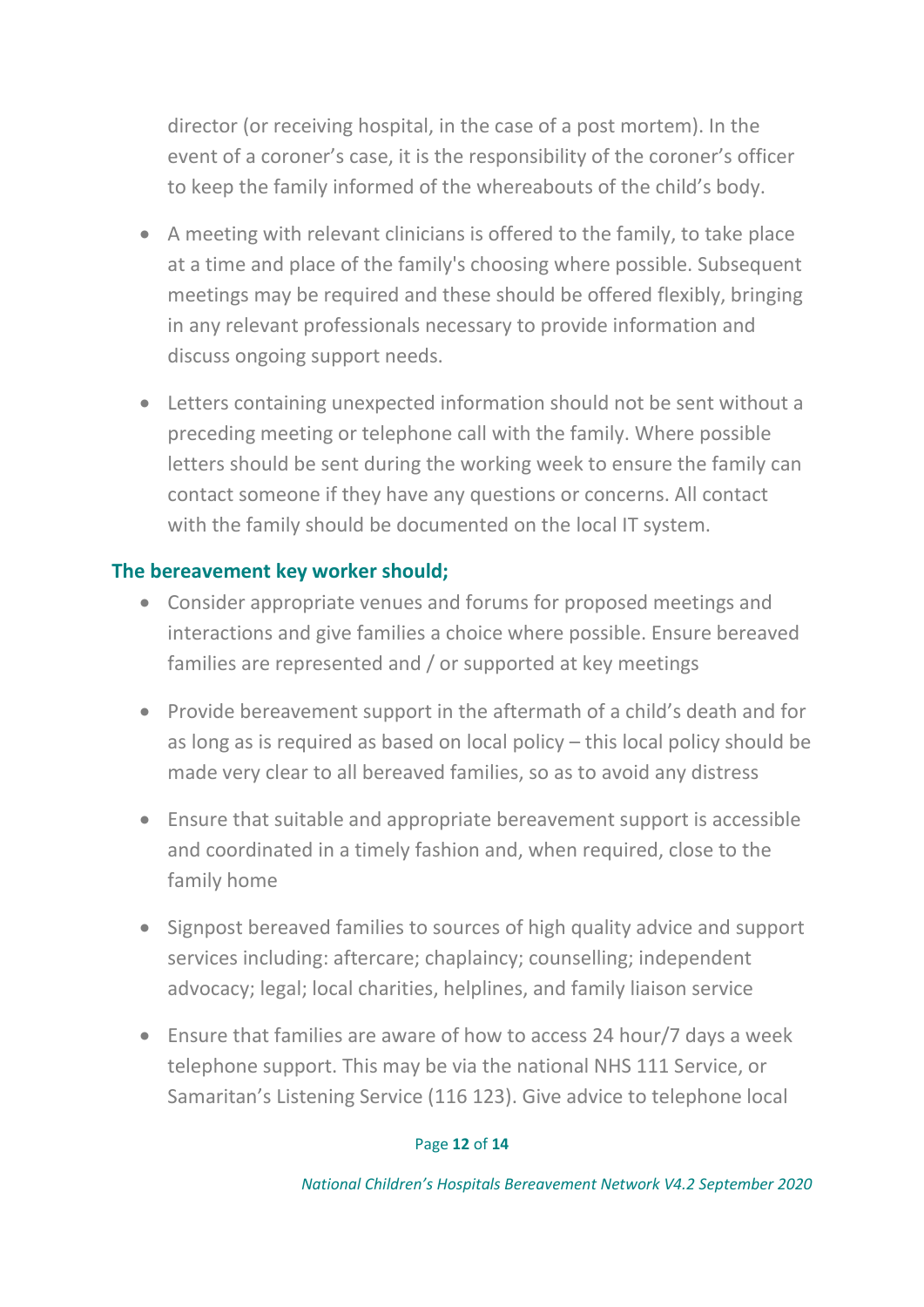director (or receiving hospital, in the case of a post mortem). In the event of a coroner's case, it is the responsibility of the coroner's officer to keep the family informed of the whereabouts of the child's body.

- A meeting with relevant clinicians is offered to the family, to take place at a time and place of the family's choosing where possible. Subsequent meetings may be required and these should be offered flexibly, bringing in any relevant professionals necessary to provide information and discuss ongoing support needs.
- Letters containing unexpected information should not be sent without a preceding meeting or telephone call with the family. Where possible letters should be sent during the working week to ensure the family can contact someone if they have any questions or concerns. All contact with the family should be documented on the local IT system.

### The bereavement key worker should;

- Consider appropriate venues and forums for proposed meetings and interactions and give families a choice where possible. Ensure bereaved families are represented and / or supported at key meetings
- Provide bereavement support in the aftermath of a child's death and for as long as is required as based on local policy – this local policy should be made very clear to all bereaved families, so as to avoid any distress
- Ensure that suitable and appropriate bereavement support is accessible and coordinated in a timely fashion and, when required, close to the family home
- Signpost bereaved families to sources of high quality advice and support services including: aftercare; chaplaincy; counselling; independent advocacy; legal; local charities, helplines, and family liaison service
- Ensure that families are aware of how to access 24 hour/7 days a week telephone support. This may be via the national NHS 111 Service, or Samaritan's Listening Service (116 123). Give advice to telephone local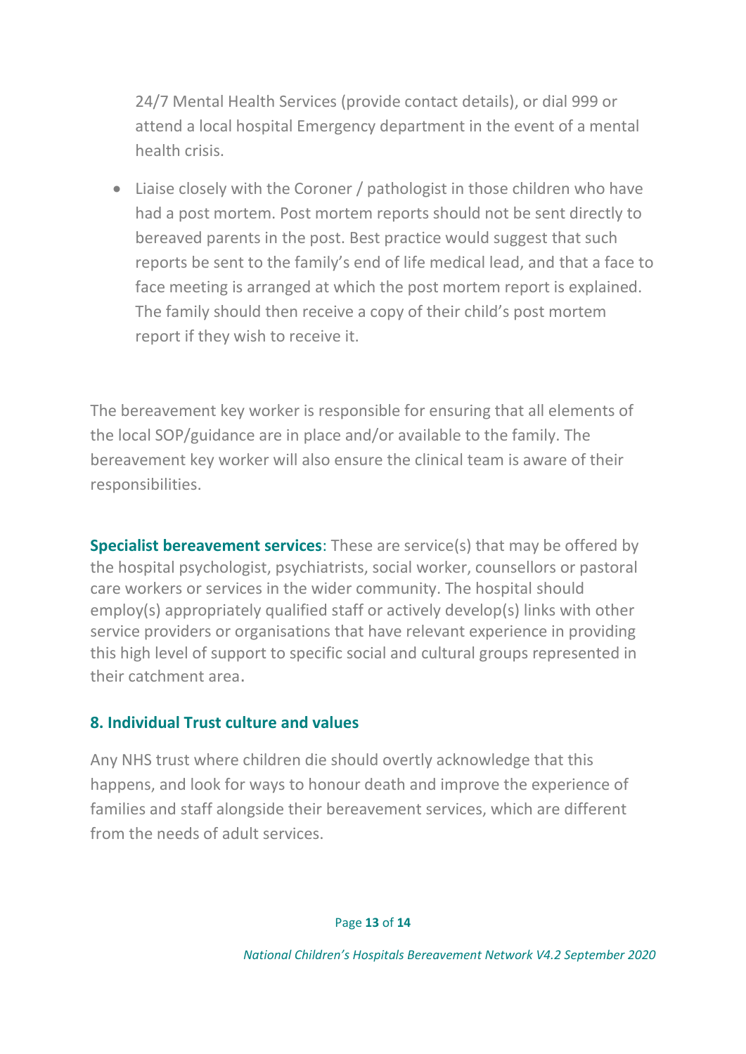24/7 Mental Health Services (provide contact details), or dial 999 or attend a local hospital Emergency department in the event of a mental health crisis.

- Liaise closely with the Coroner / pathologist in those children who have had a post mortem. Post mortem reports should not be sent directly to bereaved parents in the post. Best practice would suggest that such reports be sent to the family's end of life medical lead, and that a face to face meeting is arranged at which the post mortem report is explained. The family should then receive a copy of their child's post mortem report if they wish to receive it.

The bereavement key worker is responsible for ensuring that all elements of the local SOP/guidance are in place and/or available to the family. The bereavement key worker will also ensure the clinical team is aware of their responsibilities.

**Specialist bereavement services**: These are service(s) that may be offered by the hospital psychologist, psychiatrists, social worker, counsellors or pastoral care workers or services in the wider community. The hospital should employ(s) appropriately qualified staff or actively develop(s) links with other service providers or organisations that have relevant experience in providing this high level of support to specific social and cultural groups represented in their catchment area.

## 8. Individual Trust culture and values

Any NHS trust where children die should overtly acknowledge that this happens, and look for ways to honour death and improve the experience of families and staff alongside their bereavement services, which are different from the needs of adult services.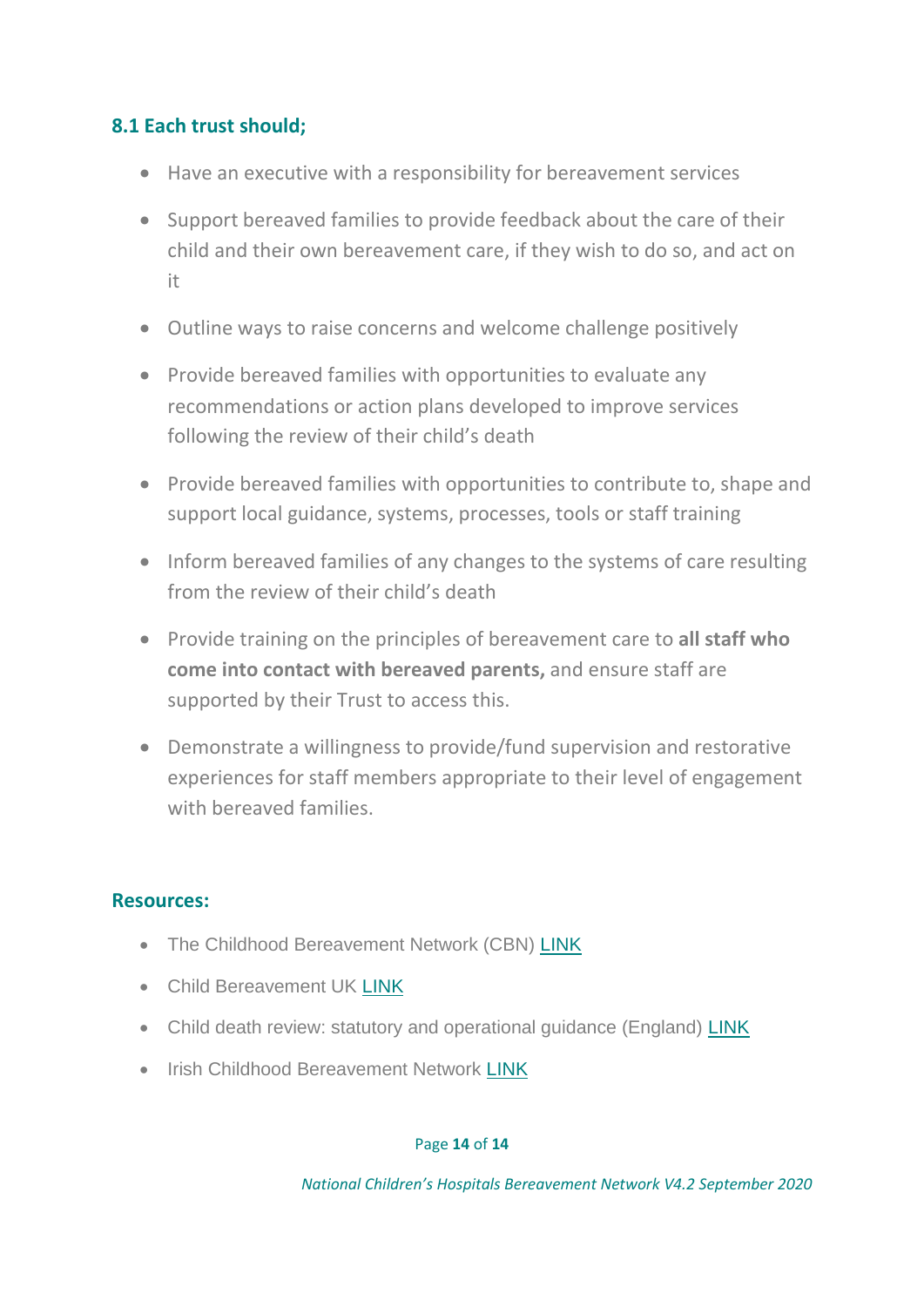### 8.1 Each trust should;

- Have an executive with a responsibility for bereavement services
- Support bereaved families to provide feedback about the care of their child and their own bereavement care, if they wish to do so, and act on it
- Outline ways to raise concerns and welcome challenge positively
- Provide bereaved families with opportunities to evaluate any recommendations or action plans developed to improve services following the review of their child's death
- Provide bereaved families with opportunities to contribute to, shape and support local guidance, systems, processes, tools or staff training
- Inform bereaved families of any changes to the systems of care resulting from the review of their child's death
- Provide training on the principles of bereavement care to **all staff who come into contact with bereaved parents,** and ensure staff are supported by their Trust to access this.
- Demonstrate a willingness to provide/fund supervision and restorative experiences for staff members appropriate to their level of engagement with bereaved families.

### Resources:

- The Childhood Bereavement Network (CBN) LINK
- Child Bereavement UK LINK
- Child death review: statutory and operational guidance (England) LINK
- Irish Childhood Bereavement Network LINK